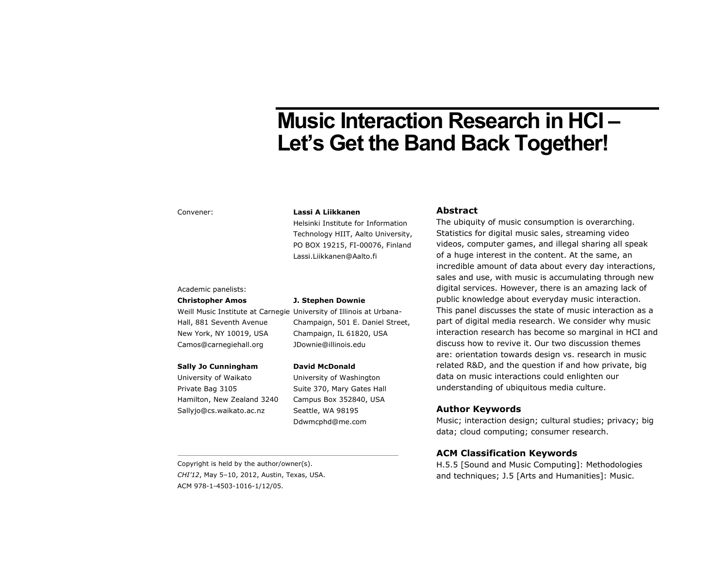# Music Interaction Research in HCI – Let's Get the Band Back Together!

Convener:

**Lassi A Liikkanen**
Helsinki Institute for Information Technology HIIT, Aalto University, PO BOX 19215, FI-00076, Finland
Lassi.Liikkanen@Aalto.fi

Academic panelists:

**Christopher Amos**
Weill Music Institute at Carnegie Hall, 881 Seventh Avenue
New York, NY 10019, USA
Camos@carnegiehall.org

**J. Stephen Downie**
University of Illinois at Urbana-Champaign, 501 E. Daniel Street, Champaign, IL 61820, USA
JDownie@illinois.edu

**Sally Jo Cunningham**
University of Waikato
Private Bag 3105
Hamilton, New Zealand 3240
Sallyjo@cs.waikato.ac.nz

**David McDonald**
University of Washington
Suite 370, Mary Gates Hall
Campus Box 352840, USA
Seattle, WA 98195
Ddwmcphd@me.com

Copyright is held by the author/owner(s).
*CHI'12*, May 5–10, 2012, Austin, Texas, USA.
ACM 978-1-4503-1016-1/12/05.

## Abstract

The ubiquity of music consumption is overarching. Statistics for digital music sales, streaming video videos, computer games, and illegal sharing all speak of a huge interest in the content. At the same, an incredible amount of data about every day interactions, sales and use, with music is accumulating through new digital services. However, there is an amazing lack of public knowledge about everyday music interaction. This panel discusses the state of music interaction as a part of digital media research. We consider why music interaction research has become so marginal in HCI and discuss how to revive it. Our two discussion themes are: orientation towards design vs. research in music related R&D, and the question if and how private, big data on music interactions could enlighten our understanding of ubiquitous media culture.

## Author Keywords

Music; interaction design; cultural studies; privacy; big data; cloud computing; consumer research.

## ACM Classification Keywords

H.5.5 [Sound and Music Computing]: Methodologies and techniques; J.5 [Arts and Humanities]: Music.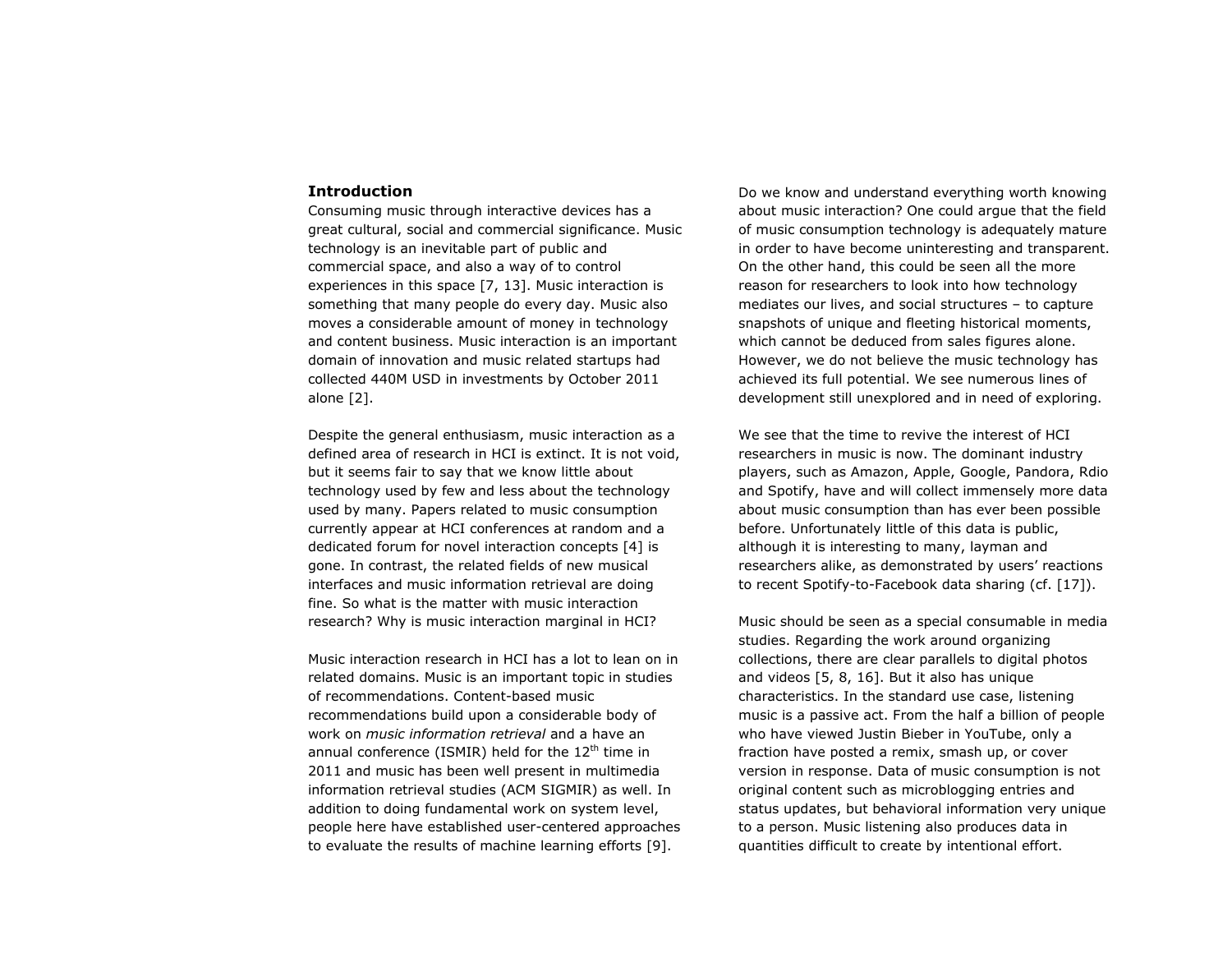## Introduction

Consuming music through interactive devices has a great cultural, social and commercial significance. Music technology is an inevitable part of public and commercial space, and also a way of to control experiences in this space [7, 13]. Music interaction is something that many people do every day. Music also moves a considerable amount of money in technology and content business. Music interaction is an important domain of innovation and music related startups had collected 440M USD in investments by October 2011 alone [2].

Despite the general enthusiasm, music interaction as a defined area of research in HCI is extinct. It is not void, but it seems fair to say that we know little about technology used by few and less about the technology used by many. Papers related to music consumption currently appear at HCI conferences at random and a dedicated forum for novel interaction concepts [4] is gone. In contrast, the related fields of new musical interfaces and music information retrieval are doing fine. So what is the matter with music interaction research? Why is music interaction marginal in HCI?

Music interaction research in HCI has a lot to lean on in related domains. Music is an important topic in studies of recommendations. Content-based music recommendations build upon a considerable body of work on *music information retrieval* and a have an annual conference (ISMIR) held for the 12th time in 2011 and music has been well present in multimedia information retrieval studies (ACM SIGMIR) as well. In addition to doing fundamental work on system level, people here have established user-centered approaches to evaluate the results of machine learning efforts [9].

Do we know and understand everything worth knowing about music interaction? One could argue that the field of music consumption technology is adequately mature in order to have become uninteresting and transparent. On the other hand, this could be seen all the more reason for researchers to look into how technology mediates our lives, and social structures – to capture snapshots of unique and fleeting historical moments, which cannot be deduced from sales figures alone. However, we do not believe the music technology has achieved its full potential. We see numerous lines of development still unexplored and in need of exploring.

We see that the time to revive the interest of HCI researchers in music is now. The dominant industry players, such as Amazon, Apple, Google, Pandora, Rdio and Spotify, have and will collect immensely more data about music consumption than has ever been possible before. Unfortunately little of this data is public, although it is interesting to many, layman and researchers alike, as demonstrated by users' reactions to recent Spotify-to-Facebook data sharing (cf. [17]).

Music should be seen as a special consumable in media studies. Regarding the work around organizing collections, there are clear parallels to digital photos and videos [5, 8, 16]. But it also has unique characteristics. In the standard use case, listening music is a passive act. From the half a billion of people who have viewed Justin Bieber in YouTube, only a fraction have posted a remix, smash up, or cover version in response. Data of music consumption is not original content such as microblogging entries and status updates, but behavioral information very unique to a person. Music listening also produces data in quantities difficult to create by intentional effort.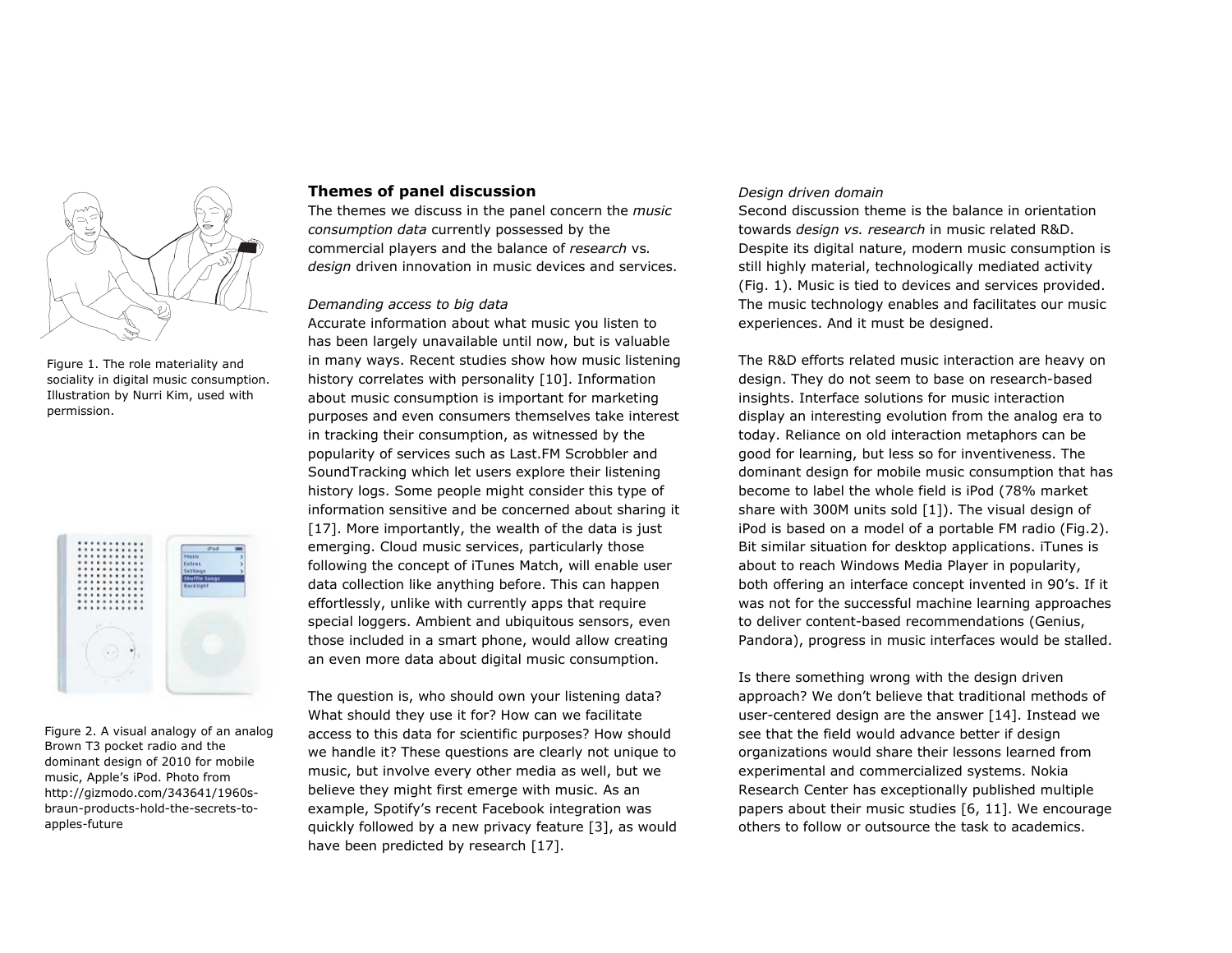Figure 1. The role materiality and sociality in digital music consumption. Illustration by Nurri Kim, used with permission.

Figure 2. A visual analogy of an analog Brown T3 pocket radio and the dominant design of 2010 for mobile music, Apple's iPod. Photo from http://gizmodo.com/343641/1960s-braun-products-hold-the-secrets-to-apples-future

## Themes of panel discussion

The themes we discuss in the panel concern the *music consumption data* currently possessed by the commercial players and the balance of *research* vs. *design* driven innovation in music devices and services.

*Demanding access to big data*

Accurate information about what music you listen to has been largely unavailable until now, but is valuable in many ways. Recent studies show how music listening history correlates with personality [10]. Information about music consumption is important for marketing purposes and even consumers themselves take interest in tracking their consumption, as witnessed by the popularity of services such as Last.FM Scrobbler and SoundTracking which let users explore their listening history logs. Some people might consider this type of information sensitive and be concerned about sharing it [17]. More importantly, the wealth of the data is just emerging. Cloud music services, particularly those following the concept of iTunes Match, will enable user data collection like anything before. This can happen effortlessly, unlike with currently apps that require special loggers. Ambient and ubiquitous sensors, even those included in a smart phone, would allow creating an even more data about digital music consumption.

The question is, who should own your listening data? What should they use it for? How can we facilitate access to this data for scientific purposes? How should we handle it? These questions are clearly not unique to music, but involve every other media as well, but we believe they might first emerge with music. As an example, Spotify's recent Facebook integration was quickly followed by a new privacy feature [3], as would have been predicted by research [17].

*Design driven domain*

Second discussion theme is the balance in orientation towards *design vs. research* in music related R&D. Despite its digital nature, modern music consumption is still highly material, technologically mediated activity (Fig. 1). Music is tied to devices and services provided. The music technology enables and facilitates our music experiences. And it must be designed.

The R&D efforts related music interaction are heavy on design. They do not seem to base on research-based insights. Interface solutions for music interaction display an interesting evolution from the analog era to today. Reliance on old interaction metaphors can be good for learning, but less so for inventiveness. The dominant design for mobile music consumption that has become to label the whole field is iPod (78% market share with 300M units sold [1]). The visual design of iPod is based on a model of a portable FM radio (Fig.2). Bit similar situation for desktop applications. iTunes is about to reach Windows Media Player in popularity, both offering an interface concept invented in 90's. If it was not for the successful machine learning approaches to deliver content-based recommendations (Genius, Pandora), progress in music interfaces would be stalled.

Is there something wrong with the design driven approach? We don't believe that traditional methods of user-centered design are the answer [14]. Instead we see that the field would advance better if design organizations would share their lessons learned from experimental and commercialized systems. Nokia Research Center has exceptionally published multiple papers about their music studies [6, 11]. We encourage others to follow or outsource the task to academics.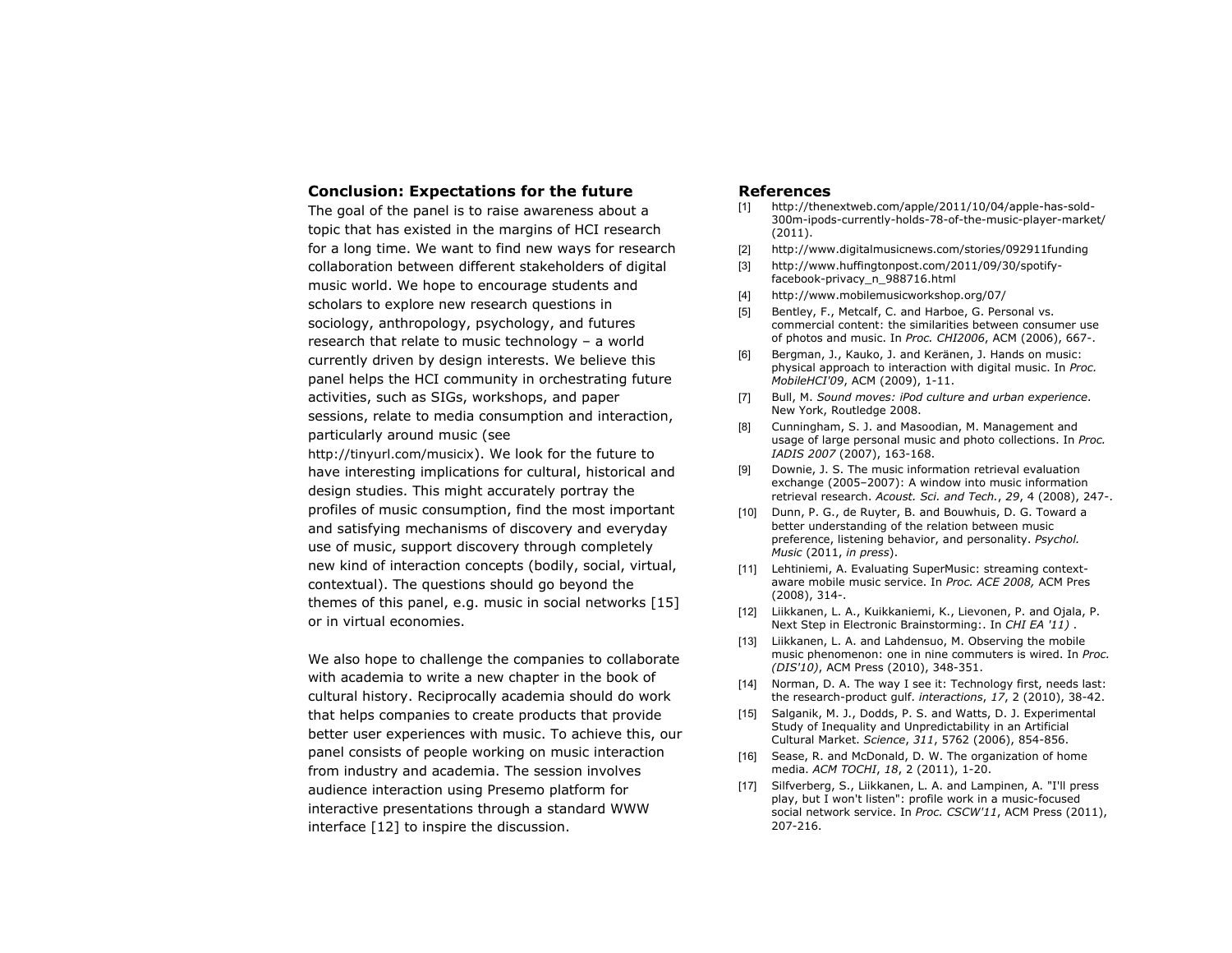## Conclusion: Expectations for the future

The goal of the panel is to raise awareness about a topic that has existed in the margins of HCI research for a long time. We want to find new ways for research collaboration between different stakeholders of digital music world. We hope to encourage students and scholars to explore new research questions in sociology, anthropology, psychology, and futures research that relate to music technology – a world currently driven by design interests. We believe this panel helps the HCI community in orchestrating future activities, such as SIGs, workshops, and paper sessions, relate to media consumption and interaction, particularly around music (see http://tinyurl.com/musicix). We look for the future to have interesting implications for cultural, historical and design studies. This might accurately portray the profiles of music consumption, find the most important and satisfying mechanisms of discovery and everyday use of music, support discovery through completely new kind of interaction concepts (bodily, social, virtual, contextual). The questions should go beyond the themes of this panel, e.g. music in social networks [15] or in virtual economies.

We also hope to challenge the companies to collaborate with academia to write a new chapter in the book of cultural history. Reciprocally academia should do work that helps companies to create products that provide better user experiences with music. To achieve this, our panel consists of people working on music interaction from industry and academia. The session involves audience interaction using Presemo platform for interactive presentations through a standard WWW interface [12] to inspire the discussion.

## References

[1] http://thenextweb.com/apple/2011/10/04/apple-has-sold-300m-ipods-currently-holds-78-of-the-music-player-market/ (2011).

[2] http://www.digitalmusicnews.com/stories/092911funding

[3] http://www.huffingtonpost.com/2011/09/30/spotify-facebook-privacy_n_988716.html

[4] http://www.mobilemusicworkshop.org/07/

[5] Bentley, F., Metcalf, C. and Harboe, G. Personal vs. commercial content: the similarities between consumer use of photos and music. In *Proc. CHI2006*, ACM (2006), 667-.

[6] Bergman, J., Kauko, J. and Keränen, J. Hands on music: physical approach to interaction with digital music. In *Proc. MobileHCI'09*, ACM (2009), 1-11.

[7] Bull, M. *Sound moves: iPod culture and urban experience*. New York, Routledge 2008.

[8] Cunningham, S. J. and Masoodian, M. Management and usage of large personal music and photo collections. In *Proc. IADIS 2007* (2007), 163-168.

[9] Downie, J. S. The music information retrieval evaluation exchange (2005–2007): A window into music information retrieval research. *Acoust. Sci. and Tech.*, *29*, 4 (2008), 247-.

[10] Dunn, P. G., de Ruyter, B. and Bouwhuis, D. G. Toward a better understanding of the relation between music preference, listening behavior, and personality. *Psychol. Music* (2011, *in press*).

[11] Lehtiniemi, A. Evaluating SuperMusic: streaming context-aware mobile music service. In *Proc. ACE 2008,* ACM Pres (2008), 314-.

[12] Liikkanen, L. A., Kuikkaniemi, K., Lievonen, P. and Ojala, P. Next Step in Electronic Brainstorming:. In *CHI EA '11)* .

[13] Liikkanen, L. A. and Lahdensuo, M. Observing the mobile music phenomenon: one in nine commuters is wired. In *Proc. (DIS'10)*, ACM Press (2010), 348-351.

[14] Norman, D. A. The way I see it: Technology first, needs last: the research-product gulf. *interactions*, *17*, 2 (2010), 38-42.

[15] Salganik, M. J., Dodds, P. S. and Watts, D. J. Experimental Study of Inequality and Unpredictability in an Artificial Cultural Market. *Science*, *311*, 5762 (2006), 854-856.

[16] Sease, R. and McDonald, D. W. The organization of home media. *ACM TOCHI*, *18*, 2 (2011), 1-20.

[17] Silfverberg, S., Liikkanen, L. A. and Lampinen, A. "I'll press play, but I won't listen": profile work in a music-focused social network service. In *Proc. CSCW'11*, ACM Press (2011), 207-216.